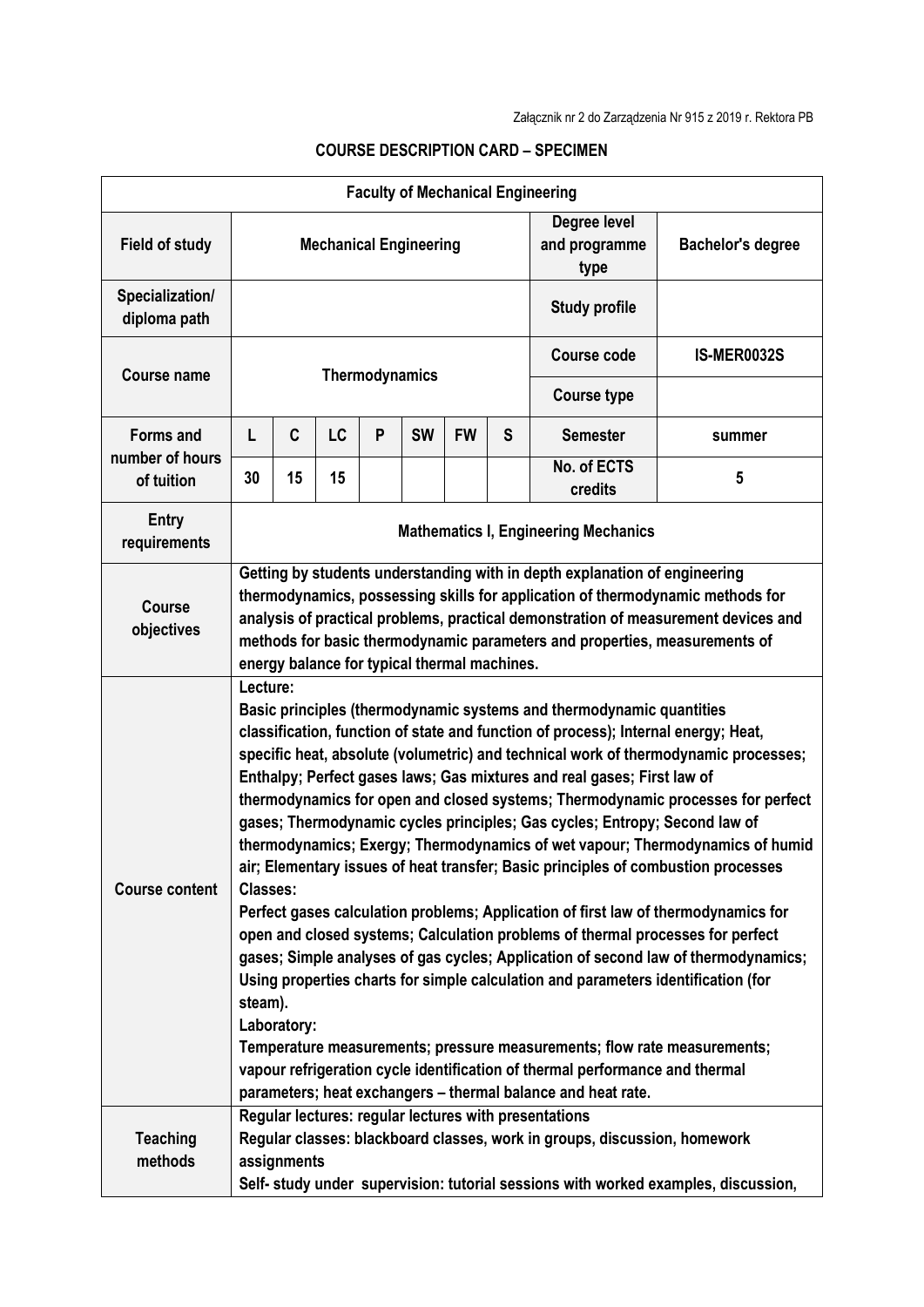Załącznik nr 2 do Zarządzenia Nr 915 z 2019 r. Rektora PB

## COURSE DESCRIPTION CARD – SPECIMEN

| **Faculty of Mechanical Engineering** | | | | | | | | | |
|---|---|---|---|---|---|---|---|---|---|
| **Field of study** | **Mechanical Engineering** | | | | | | | **Degree level and programme type** | **Bachelor's degree** |
| **Specialization/ diploma path** | | | | | | | | **Study profile** | |
| **Course name** | **Thermodynamics** | | | | | | | **Course code** | **IS-MER0032S** |
| | | | | | | | | **Course type** | |
| **Forms and number of hours of tuition** | **L** | **C** | **LC** | **P** | **SW** | **FW** | **S** | **Semester** | **summer** |
| | **30** | **15** | **15** | | | | | **No. of ECTS credits** | **5** |
| **Entry requirements** | **Mathematics I, Engineering Mechanics** | | | | | | | | |
| **Course objectives** | **Getting by students understanding with in depth explanation of engineering thermodynamics, possessing skills for application of thermodynamic methods for analysis of practical problems, practical demonstration of measurement devices and methods for basic thermodynamic parameters and properties, measurements of energy balance for typical thermal machines.** | | | | | | | | |
| **Course content** | **Lecture:**<br>**Basic principles (thermodynamic systems and thermodynamic quantities classification, function of state and function of process); Internal energy; Heat, specific heat, absolute (volumetric) and technical work of thermodynamic processes; Enthalpy; Perfect gases laws; Gas mixtures and real gases; First law of thermodynamics for open and closed systems; Thermodynamic processes for perfect gases; Thermodynamic cycles principles; Gas cycles; Entropy; Second law of thermodynamics; Exergy; Thermodynamics of wet vapour; Thermodynamics of humid air; Elementary issues of heat transfer; Basic principles of combustion processes**<br>**Classes:**<br>**Perfect gases calculation problems; Application of first law of thermodynamics for open and closed systems; Calculation problems of thermal processes for perfect gases; Simple analyses of gas cycles; Application of second law of thermodynamics; Using properties charts for simple calculation and parameters identification (for steam).**<br>**Laboratory:**<br>**Temperature measurements; pressure measurements; flow rate measurements; vapour refrigeration cycle identification of thermal performance and thermal parameters; heat exchangers – thermal balance and heat rate.** | | | | | | | | |
| **Teaching methods** | **Regular lectures: regular lectures with presentations**<br>**Regular classes: blackboard classes, work in groups, discussion, homework assignments**<br>**Self- study under supervision: tutorial sessions with worked examples, discussion,** | | | | | | | | |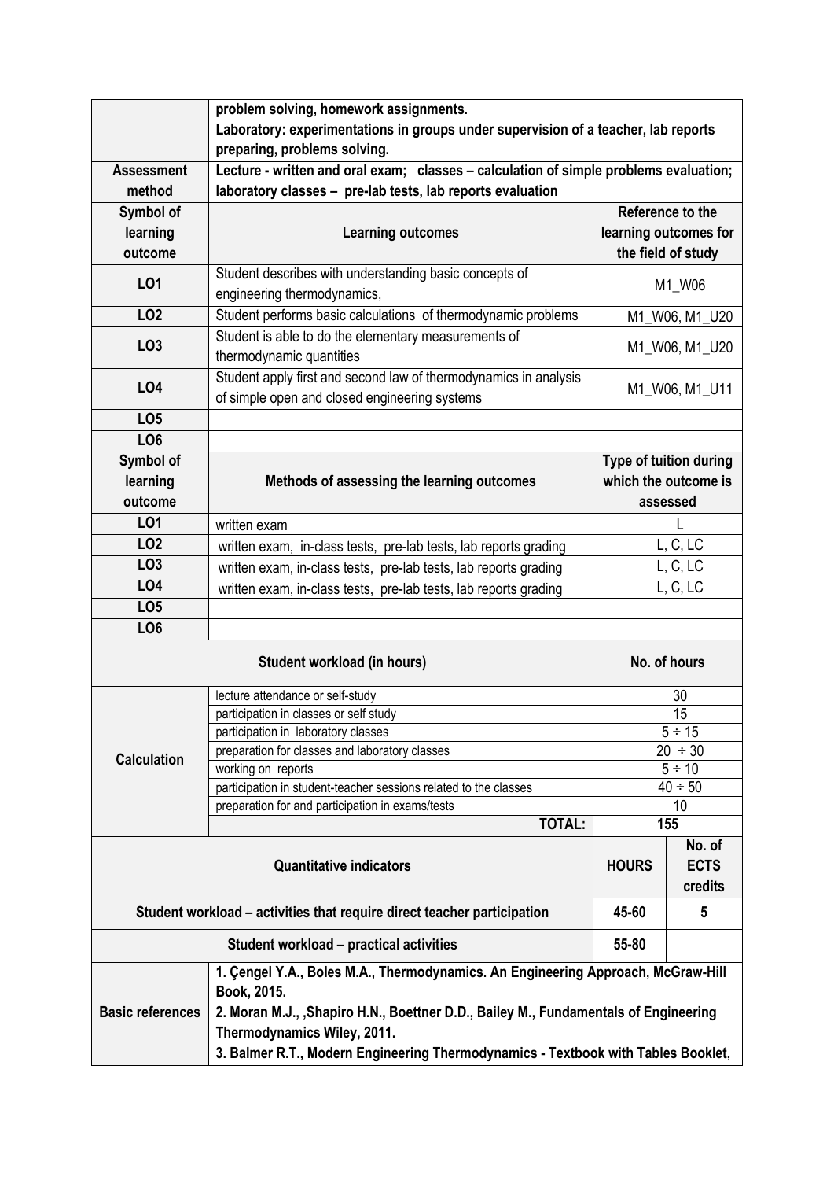| | | | |
|---|---|---|---|
| | problem solving, homework assignments. Laboratory: experimentations in groups under supervision of a teacher, lab reports preparing, problems solving. | | |
| **Assessment method** | **Lecture - written and oral exam; classes – calculation of simple problems evaluation; laboratory classes – pre-lab tests, lab reports evaluation** | | |
| **Symbol of learning outcome** | **Learning outcomes** | **Reference to the learning outcomes for the field of study** | |
| **LO1** | Student describes with understanding basic concepts of engineering thermodynamics, | M1_W06 | |
| **LO2** | Student performs basic calculations of thermodynamic problems | M1_W06, M1_U20 | |
| **LO3** | Student is able to do the elementary measurements of thermodynamic quantities | M1_W06, M1_U20 | |
| **LO4** | Student apply first and second law of thermodynamics in analysis of simple open and closed engineering systems | M1_W06, M1_U11 | |
| **LO5** | | | |
| **LO6** | | | |
| **Symbol of learning outcome** | **Methods of assessing the learning outcomes** | **Type of tuition during which the outcome is assessed** | |
| **LO1** | written exam | L | |
| **LO2** | written exam, in-class tests, pre-lab tests, lab reports grading | L, C, LC | |
| **LO3** | written exam, in-class tests, pre-lab tests, lab reports grading | L, C, LC | |
| **LO4** | written exam, in-class tests, pre-lab tests, lab reports grading | L, C, LC | |
| **LO5** | | | |
| **LO6** | | | |
| **Student workload (in hours)** | | **No. of hours** | |
| **Calculation** | lecture attendance or self-study | 30 | |
| | participation in classes or self study | 15 | |
| | participation in laboratory classes | 5 ÷ 15 | |
| | preparation for classes and laboratory classes | 20 ÷ 30 | |
| | working on reports | 5 ÷ 10 | |
| | participation in student-teacher sessions related to the classes | 40 ÷ 50 | |
| | preparation for and participation in exams/tests | 10 | |
| | **TOTAL:** | **155** | |
| **Quantitative indicators** | | **HOURS** | **No. of ECTS credits** |
| **Student workload – activities that require direct teacher participation** | | **45-60** | **5** |
| **Student workload – practical activities** | | **55-80** | |
| **Basic references** | **1. Çengel Y.A., Boles M.A., Thermodynamics. An Engineering Approach, McGraw-Hill Book, 2015.** **2. Moran M.J., ,Shapiro H.N., Boettner D.D., Bailey M., Fundamentals of Engineering Thermodynamics Wiley, 2011.** **3. Balmer R.T., Modern Engineering Thermodynamics - Textbook with Tables Booklet,** | | |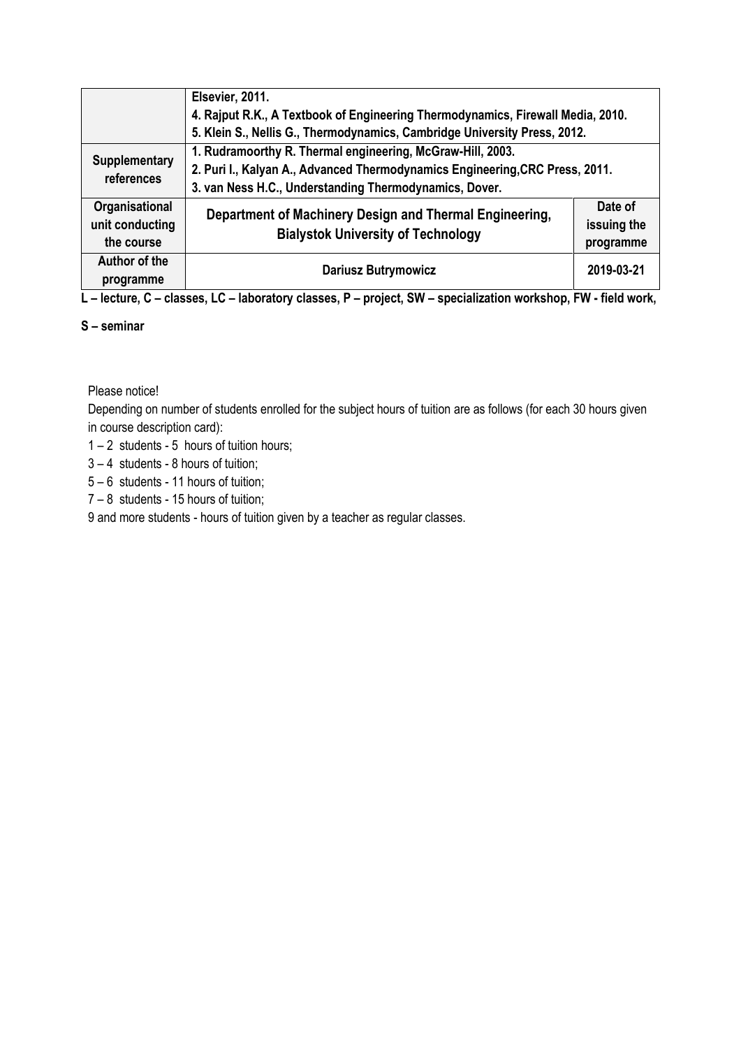| | | |
|---|---|---|
| | **Elsevier, 2011.**<br>**4. Rajput R.K., A Textbook of Engineering Thermodynamics, Firewall Media, 2010.**<br>**5. Klein S., Nellis G., Thermodynamics, Cambridge University Press, 2012.** | |
| **Supplementary references** | **1. Rudramoorthy R. Thermal engineering, McGraw-Hill, 2003.**<br>**2. Puri I., Kalyan A., Advanced Thermodynamics Engineering,CRC Press, 2011.**<br>**3. van Ness H.C., Understanding Thermodynamics, Dover.** | |
| **Organisational unit conducting the course** | **Department of Machinery Design and Thermal Engineering, Bialystok University of Technology** | **Date of issuing the programme** |
| **Author of the programme** | **Dariusz Butrymowicz** | **2019-03-21** |

**L – lecture, C – classes, LC – laboratory classes, P – project, SW – specialization workshop, FW - field work, S – seminar**

Please notice!

Depending on number of students enrolled for the subject hours of tuition are as follows (for each 30 hours given in course description card):

1 – 2 students - 5 hours of tuition hours;

3 – 4 students - 8 hours of tuition;

5 – 6 students - 11 hours of tuition;

7 – 8 students - 15 hours of tuition;

9 and more students - hours of tuition given by a teacher as regular classes.